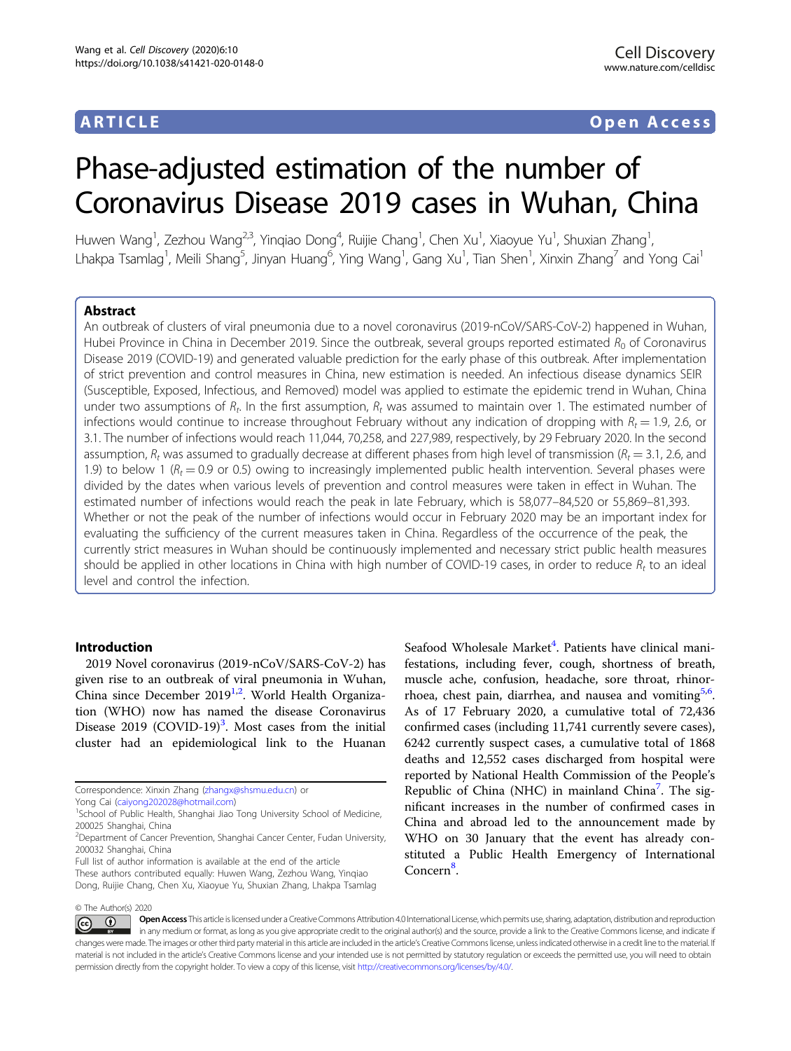ARTICLE — Open Access

# Phase-adjusted estimation of the number of Coronavirus Disease 2019 cases in Wuhan, China

Huwen Wang[1], Zezhou Wang[2,3], Yinqiao Dong[4], Ruijie Chang[1], Chen Xu[1], Xiaoyue Yu[1], Shuxian Zhang[1], Lhakpa Tsamlag[1], Meili Shang[5], Jinyan Huang[6], Ying Wang[1], Gang Xu[1], Tian Shen[1], Xinxin Zhang[7] and Yong Cai[1]

## Abstract

An outbreak of clusters of viral pneumonia due to a novel coronavirus (2019-nCoV/SARS-CoV-2) happened in Wuhan, Hubei Province in China in December 2019. Since the outbreak, several groups reported estimated $R_0$ of Coronavirus Disease 2019 (COVID-19) and generated valuable prediction for the early phase of this outbreak. After implementation of strict prevention and control measures in China, new estimation is needed. An infectious disease dynamics SEIR (Susceptible, Exposed, Infectious, and Removed) model was applied to estimate the epidemic trend in Wuhan, China under two assumptions of $R_t$. In the first assumption, $R_t$ was assumed to maintain over 1. The estimated number of infections would continue to increase throughout February without any indication of dropping with $R_t = 1.9$, 2.6, or 3.1. The number of infections would reach 11,044, 70,258, and 227,989, respectively, by 29 February 2020. In the second assumption, $R_t$ was assumed to gradually decrease at different phases from high level of transmission ($R_t = 3.1$, 2.6, and 1.9) to below 1 ($R_t = 0.9$ or 0.5) owing to increasingly implemented public health intervention. Several phases were divided by the dates when various levels of prevention and control measures were taken in effect in Wuhan. The estimated number of infections would reach the peak in late February, which is 58,077–84,520 or 55,869–81,393. Whether or not the peak of the number of infections would occur in February 2020 may be an important index for evaluating the sufficiency of the current measures taken in China. Regardless of the occurrence of the peak, the currently strict measures in Wuhan should be continuously implemented and necessary strict public health measures should be applied in other locations in China with high number of COVID-19 cases, in order to reduce $R_t$ to an ideal level and control the infection.

## Introduction

2019 Novel coronavirus (2019-nCoV/SARS-CoV-2) has given rise to an outbreak of viral pneumonia in Wuhan, China since December 2019[1,2]. World Health Organization (WHO) now has named the disease Coronavirus Disease 2019 (COVID-19)[3]. Most cases from the initial cluster had an epidemiological link to the Huanan Seafood Wholesale Market[4]. Patients have clinical manifestations, including fever, cough, shortness of breath, muscle ache, confusion, headache, sore throat, rhinorrhoea, chest pain, diarrhea, and nausea and vomiting[5,6]. As of 17 February 2020, a cumulative total of 72,436 confirmed cases (including 11,741 currently severe cases), 6242 currently suspect cases, a cumulative total of 1868 deaths and 12,552 cases discharged from hospital were reported by National Health Commission of the People's Republic of China (NHC) in mainland China[7]. The significant increases in the number of confirmed cases in China and abroad led to the announcement made by WHO on 30 January that the event has already constituted a Public Health Emergency of International Concern[8].

Correspondence: Xinxin Zhang (zhangx@shsmu.edu.cn) or Yong Cai (caiyong202028@hotmail.com)

[1]School of Public Health, Shanghai Jiao Tong University School of Medicine, 200025 Shanghai, China

[2]Department of Cancer Prevention, Shanghai Cancer Center, Fudan University, 200032 Shanghai, China

Full list of author information is available at the end of the article

These authors contributed equally: Huwen Wang, Zezhou Wang, Yinqiao Dong, Ruijie Chang, Chen Xu, Xiaoyue Yu, Shuxian Zhang, Lhakpa Tsamlag

© The Author(s) 2020

Open Access This article is licensed under a Creative Commons Attribution 4.0 International License, which permits use, sharing, adaptation, distribution and reproduction in any medium or format, as long as you give appropriate credit to the original author(s) and the source, provide a link to the Creative Commons license, and indicate if changes were made. The images or other third party material in this article are included in the article's Creative Commons license, unless indicated otherwise in a credit line to the material. If material is not included in the article's Creative Commons license and your intended use is not permitted by statutory regulation or exceeds the permitted use, you will need to obtain permission directly from the copyright holder. To view a copy of this license, visit http://creativecommons.org/licenses/by/4.0/.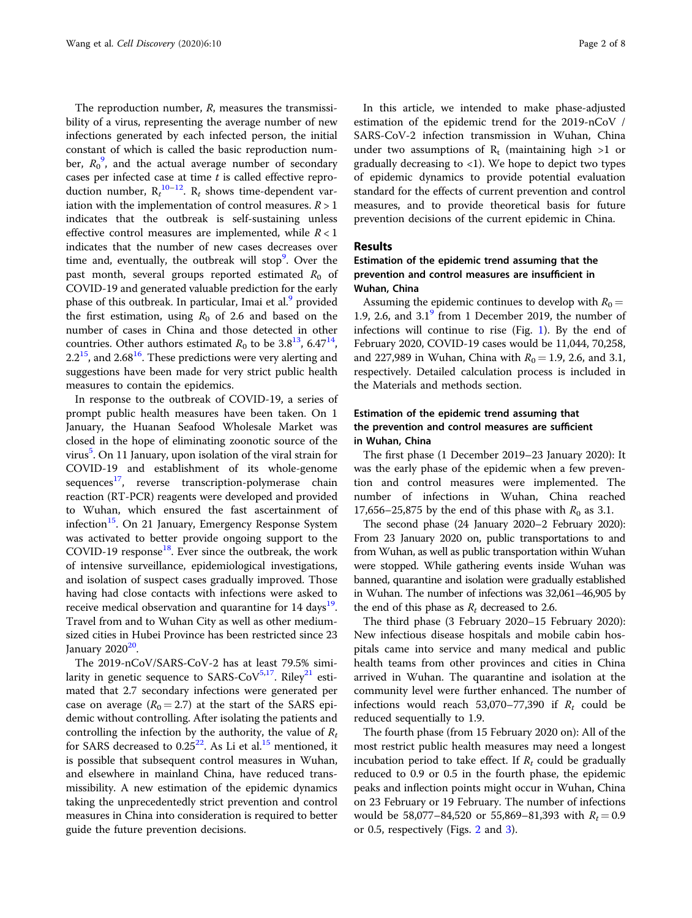The reproduction number, $R$, measures the transmissibility of a virus, representing the average number of new infections generated by each infected person, the initial constant of which is called the basic reproduction number, $R_0$[9], and the actual average number of secondary cases per infected case at time $t$ is called effective reproduction number, $R_t$[10–12]. $R_t$ shows time-dependent variation with the implementation of control measures. $R > 1$ indicates that the outbreak is self-sustaining unless effective control measures are implemented, while $R < 1$ indicates that the number of new cases decreases over time and, eventually, the outbreak will stop[9]. Over the past month, several groups reported estimated $R_0$ of COVID-19 and generated valuable prediction for the early phase of this outbreak. In particular, Imai et al.[9] provided the first estimation, using $R_0$ of 2.6 and based on the number of cases in China and those detected in other countries. Other authors estimated $R_0$ to be 3.8[13], 6.47[14], 2.2[15], and 2.68[16]. These predictions were very alerting and suggestions have been made for very strict public health measures to contain the epidemics.

In response to the outbreak of COVID-19, a series of prompt public health measures have been taken. On 1 January, the Huanan Seafood Wholesale Market was closed in the hope of eliminating zoonotic source of the virus[5]. On 11 January, upon isolation of the viral strain for COVID-19 and establishment of its whole-genome sequences[17], reverse transcription-polymerase chain reaction (RT-PCR) reagents were developed and provided to Wuhan, which ensured the fast ascertainment of infection[15]. On 21 January, Emergency Response System was activated to better provide ongoing support to the COVID-19 response[18]. Ever since the outbreak, the work of intensive surveillance, epidemiological investigations, and isolation of suspect cases gradually improved. Those having had close contacts with infections were asked to receive medical observation and quarantine for 14 days[19]. Travel from and to Wuhan City as well as other medium-sized cities in Hubei Province has been restricted since 23 January 2020[20].

The 2019-nCoV/SARS-CoV-2 has at least 79.5% similarity in genetic sequence to SARS-CoV[5,17]. Riley[21] estimated that 2.7 secondary infections were generated per case on average ($R_0 = 2.7$) at the start of the SARS epidemic without controlling. After isolating the patients and controlling the infection by the authority, the value of $R_t$ for SARS decreased to 0.25[22]. As Li et al.[15] mentioned, it is possible that subsequent control measures in Wuhan, and elsewhere in mainland China, have reduced transmissibility. A new estimation of the epidemic dynamics taking the unprecedentedly strict prevention and control measures in China into consideration is required to better guide the future prevention decisions.

In this article, we intended to make phase-adjusted estimation of the epidemic trend for the 2019-nCoV / SARS-CoV-2 infection transmission in Wuhan, China under two assumptions of $R_t$ (maintaining high >1 or gradually decreasing to <1). We hope to depict two types of epidemic dynamics to provide potential evaluation standard for the effects of current prevention and control measures, and to provide theoretical basis for future prevention decisions of the current epidemic in China.

## Results

### Estimation of the epidemic trend assuming that the prevention and control measures are insufficient in Wuhan, China

Assuming the epidemic continues to develop with $R_0 =$ 1.9, 2.6, and 3.1[9] from 1 December 2019, the number of infections will continue to rise (Fig. 1). By the end of February 2020, COVID-19 cases would be 11,044, 70,258, and 227,989 in Wuhan, China with $R_0 = 1.9$, 2.6, and 3.1, respectively. Detailed calculation process is included in the Materials and methods section.

### Estimation of the epidemic trend assuming that the prevention and control measures are sufficient in Wuhan, China

The first phase (1 December 2019–23 January 2020): It was the early phase of the epidemic when a few prevention and control measures were implemented. The number of infections in Wuhan, China reached 17,656–25,875 by the end of this phase with $R_0$ as 3.1.

The second phase (24 January 2020–2 February 2020): From 23 January 2020 on, public transportations to and from Wuhan, as well as public transportation within Wuhan were stopped. While gathering events inside Wuhan was banned, quarantine and isolation were gradually established in Wuhan. The number of infections was 32,061–46,905 by the end of this phase as $R_t$ decreased to 2.6.

The third phase (3 February 2020–15 February 2020): New infectious disease hospitals and mobile cabin hospitals came into service and many medical and public health teams from other provinces and cities in China arrived in Wuhan. The quarantine and isolation at the community level were further enhanced. The number of infections would reach 53,070–77,390 if $R_t$ could be reduced sequentially to 1.9.

The fourth phase (from 15 February 2020 on): All of the most restrict public health measures may need a longest incubation period to take effect. If $R_t$ could be gradually reduced to 0.9 or 0.5 in the fourth phase, the epidemic peaks and inflection points might occur in Wuhan, China on 23 February or 19 February. The number of infections would be 58,077–84,520 or 55,869–81,393 with $R_t = 0.9$ or 0.5, respectively (Figs. 2 and 3).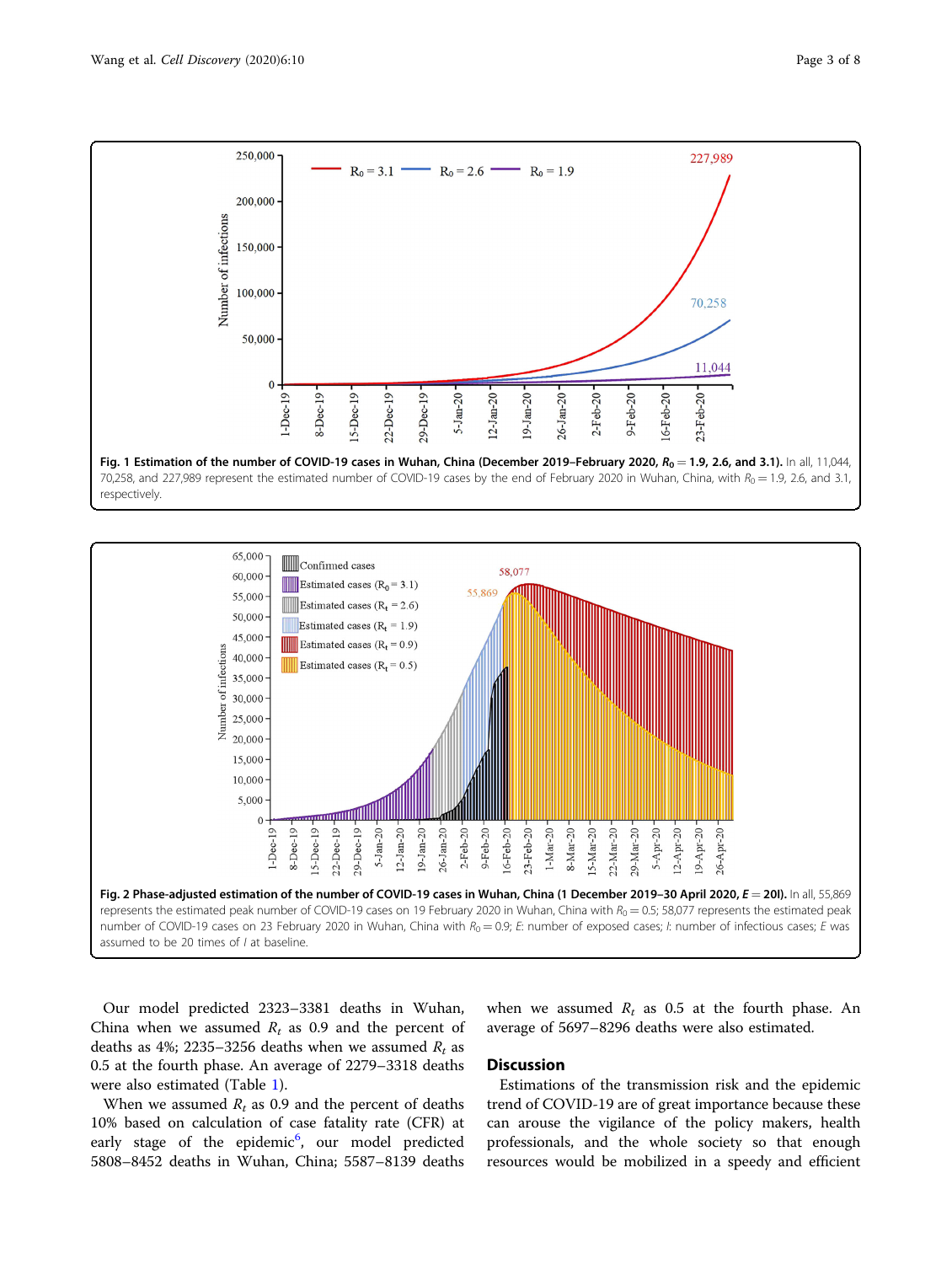**Fig. 1 Estimation of the number of COVID-19 cases in Wuhan, China (December 2019–February 2020, $R_0 = 1.9$, 2.6, and 3.1).** In all, 11,044, 70,258, and 227,989 represent the estimated number of COVID-19 cases by the end of February 2020 in Wuhan, China, with $R_0 = 1.9$, 2.6, and 3.1, respectively.

**Fig. 2 Phase-adjusted estimation of the number of COVID-19 cases in Wuhan, China (1 December 2019–30 April 2020, $E = 20I$).** In all, 55,869 represents the estimated peak number of COVID-19 cases on 19 February 2020 in Wuhan, China with $R_0 = 0.5$; 58,077 represents the estimated peak number of COVID-19 cases on 23 February 2020 in Wuhan, China with $R_0 = 0.9$; *E*: number of exposed cases; *I*: number of infectious cases; *E* was assumed to be 20 times of *I* at baseline.

Our model predicted 2323–3381 deaths in Wuhan, China when we assumed $R_t$ as 0.9 and the percent of deaths as 4%; 2235–3256 deaths when we assumed $R_t$ as 0.5 at the fourth phase. An average of 2279–3318 deaths were also estimated (Table 1).

When we assumed $R_t$ as 0.9 and the percent of deaths 10% based on calculation of case fatality rate (CFR) at early stage of the epidemic[6], our model predicted 5808–8452 deaths in Wuhan, China; 5587–8139 deaths when we assumed $R_t$ as 0.5 at the fourth phase. An average of 5697–8296 deaths were also estimated.

## Discussion

Estimations of the transmission risk and the epidemic trend of COVID-19 are of great importance because these can arouse the vigilance of the policy makers, health professionals, and the whole society so that enough resources would be mobilized in a speedy and efficient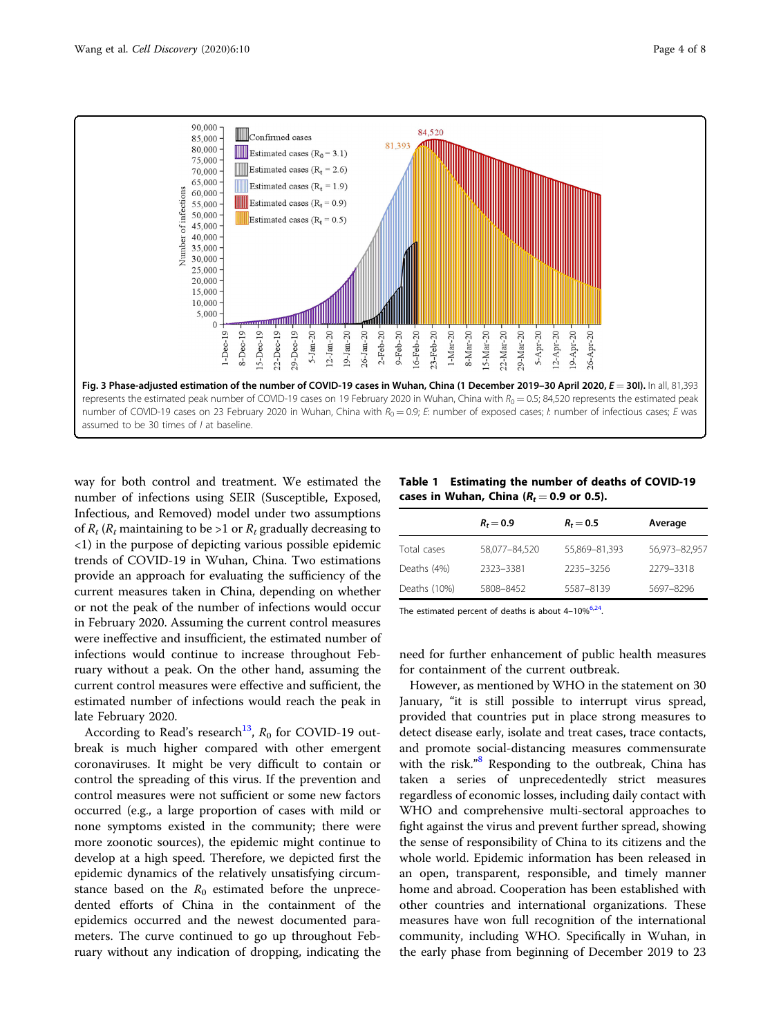**Fig. 3 Phase-adjusted estimation of the number of COVID-19 cases in Wuhan, China (1 December 2019–30 April 2020, $E = 30I$).** In all, 81,393 represents the estimated peak number of COVID-19 cases on 19 February 2020 in Wuhan, China with $R_0 = 0.5$; 84,520 represents the estimated peak number of COVID-19 cases on 23 February 2020 in Wuhan, China with $R_0 = 0.9$; $E$: number of exposed cases; $I$: number of infectious cases; $E$ was assumed to be 30 times of $I$ at baseline.

way for both control and treatment. We estimated the number of infections using SEIR (Susceptible, Exposed, Infectious, and Removed) model under two assumptions of $R_t$ ($R_t$ maintaining to be >1 or $R_t$ gradually decreasing to <1) in the purpose of depicting various possible epidemic trends of COVID-19 in Wuhan, China. Two estimations provide an approach for evaluating the sufficiency of the current measures taken in China, depending on whether or not the peak of the number of infections would occur in February 2020. Assuming the current control measures were ineffective and insufficient, the estimated number of infections would continue to increase throughout February without a peak. On the other hand, assuming the current control measures were effective and sufficient, the estimated number of infections would reach the peak in late February 2020.

According to Read's research[13], $R_0$ for COVID-19 outbreak is much higher compared with other emergent coronaviruses. It might be very difficult to contain or control the spreading of this virus. If the prevention and control measures were not sufficient or some new factors occurred (e.g., a large proportion of cases with mild or none symptoms existed in the community; there were more zoonotic sources), the epidemic might continue to develop at a high speed. Therefore, we depicted first the epidemic dynamics of the relatively unsatisfying circumstance based on the $R_0$ estimated before the unprecedented efforts of China in the containment of the epidemics occurred and the newest documented parameters. The curve continued to go up throughout February without any indication of dropping, indicating the need for further enhancement of public health measures for containment of the current outbreak.

**Table 1 Estimating the number of deaths of COVID-19 cases in Wuhan, China ($R_t = 0.9$ or $0.5$).**

| | $R_t = 0.9$ | $R_t = 0.5$ | Average |
|---|---|---|---|
| Total cases | 58,077–84,520 | 55,869–81,393 | 56,973–82,957 |
| Deaths (4%) | 2323–3381 | 2235–3256 | 2279–3318 |
| Deaths (10%) | 5808–8452 | 5587–8139 | 5697–8296 |

The estimated percent of deaths is about 4–10%[6,24].

However, as mentioned by WHO in the statement on 30 January, "it is still possible to interrupt virus spread, provided that countries put in place strong measures to detect disease early, isolate and treat cases, trace contacts, and promote social-distancing measures commensurate with the risk."[8] Responding to the outbreak, China has taken a series of unprecedentedly strict measures regardless of economic losses, including daily contact with WHO and comprehensive multi-sectoral approaches to fight against the virus and prevent further spread, showing the sense of responsibility of China to its citizens and the whole world. Epidemic information has been released in an open, transparent, responsible, and timely manner home and abroad. Cooperation has been established with other countries and international organizations. These measures have won full recognition of the international community, including WHO. Specifically in Wuhan, in the early phase from beginning of December 2019 to 23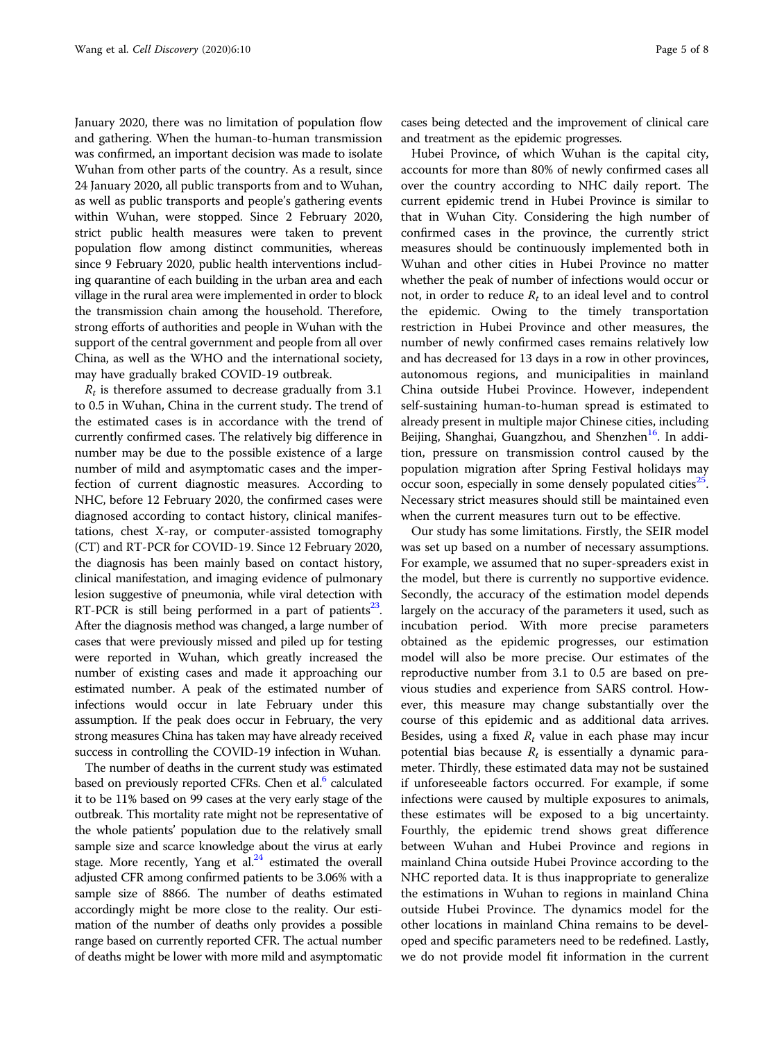January 2020, there was no limitation of population flow and gathering. When the human-to-human transmission was confirmed, an important decision was made to isolate Wuhan from other parts of the country. As a result, since 24 January 2020, all public transports from and to Wuhan, as well as public transports and people's gathering events within Wuhan, were stopped. Since 2 February 2020, strict public health measures were taken to prevent population flow among distinct communities, whereas since 9 February 2020, public health interventions including quarantine of each building in the urban area and each village in the rural area were implemented in order to block the transmission chain among the household. Therefore, strong efforts of authorities and people in Wuhan with the support of the central government and people from all over China, as well as the WHO and the international society, may have gradually braked COVID-19 outbreak.

$R_t$ is therefore assumed to decrease gradually from 3.1 to 0.5 in Wuhan, China in the current study. The trend of the estimated cases is in accordance with the trend of currently confirmed cases. The relatively big difference in number may be due to the possible existence of a large number of mild and asymptomatic cases and the imperfection of current diagnostic measures. According to NHC, before 12 February 2020, the confirmed cases were diagnosed according to contact history, clinical manifestations, chest X-ray, or computer-assisted tomography (CT) and RT-PCR for COVID-19. Since 12 February 2020, the diagnosis has been mainly based on contact history, clinical manifestation, and imaging evidence of pulmonary lesion suggestive of pneumonia, while viral detection with RT-PCR is still being performed in a part of patients[23]. After the diagnosis method was changed, a large number of cases that were previously missed and piled up for testing were reported in Wuhan, which greatly increased the number of existing cases and made it approaching our estimated number. A peak of the estimated number of infections would occur in late February under this assumption. If the peak does occur in February, the very strong measures China has taken may have already received success in controlling the COVID-19 infection in Wuhan.

The number of deaths in the current study was estimated based on previously reported CFRs. Chen et al.[6] calculated it to be 11% based on 99 cases at the very early stage of the outbreak. This mortality rate might not be representative of the whole patients' population due to the relatively small sample size and scarce knowledge about the virus at early stage. More recently, Yang et al.[24] estimated the overall adjusted CFR among confirmed patients to be 3.06% with a sample size of 8866. The number of deaths estimated accordingly might be more close to the reality. Our estimation of the number of deaths only provides a possible range based on currently reported CFR. The actual number of deaths might be lower with more mild and asymptomatic cases being detected and the improvement of clinical care and treatment as the epidemic progresses.

Hubei Province, of which Wuhan is the capital city, accounts for more than 80% of newly confirmed cases all over the country according to NHC daily report. The current epidemic trend in Hubei Province is similar to that in Wuhan City. Considering the high number of confirmed cases in the province, the currently strict measures should be continuously implemented both in Wuhan and other cities in Hubei Province no matter whether the peak of number of infections would occur or not, in order to reduce $R_t$ to an ideal level and to control the epidemic. Owing to the timely transportation restriction in Hubei Province and other measures, the number of newly confirmed cases remains relatively low and has decreased for 13 days in a row in other provinces, autonomous regions, and municipalities in mainland China outside Hubei Province. However, independent self-sustaining human-to-human spread is estimated to already present in multiple major Chinese cities, including Beijing, Shanghai, Guangzhou, and Shenzhen[16]. In addition, pressure on transmission control caused by the population migration after Spring Festival holidays may occur soon, especially in some densely populated cities[25]. Necessary strict measures should still be maintained even when the current measures turn out to be effective.

Our study has some limitations. Firstly, the SEIR model was set up based on a number of necessary assumptions. For example, we assumed that no super-spreaders exist in the model, but there is currently no supportive evidence. Secondly, the accuracy of the estimation model depends largely on the accuracy of the parameters it used, such as incubation period. With more precise parameters obtained as the epidemic progresses, our estimation model will also be more precise. Our estimates of the reproductive number from 3.1 to 0.5 are based on previous studies and experience from SARS control. However, this measure may change substantially over the course of this epidemic and as additional data arrives. Besides, using a fixed $R_t$ value in each phase may incur potential bias because $R_t$ is essentially a dynamic parameter. Thirdly, these estimated data may not be sustained if unforeseeable factors occurred. For example, if some infections were caused by multiple exposures to animals, these estimates will be exposed to a big uncertainty. Fourthly, the epidemic trend shows great difference between Wuhan and Hubei Province and regions in mainland China outside Hubei Province according to the NHC reported data. It is thus inappropriate to generalize the estimations in Wuhan to regions in mainland China outside Hubei Province. The dynamics model for the other locations in mainland China remains to be developed and specific parameters need to be redefined. Lastly, we do not provide model fit information in the current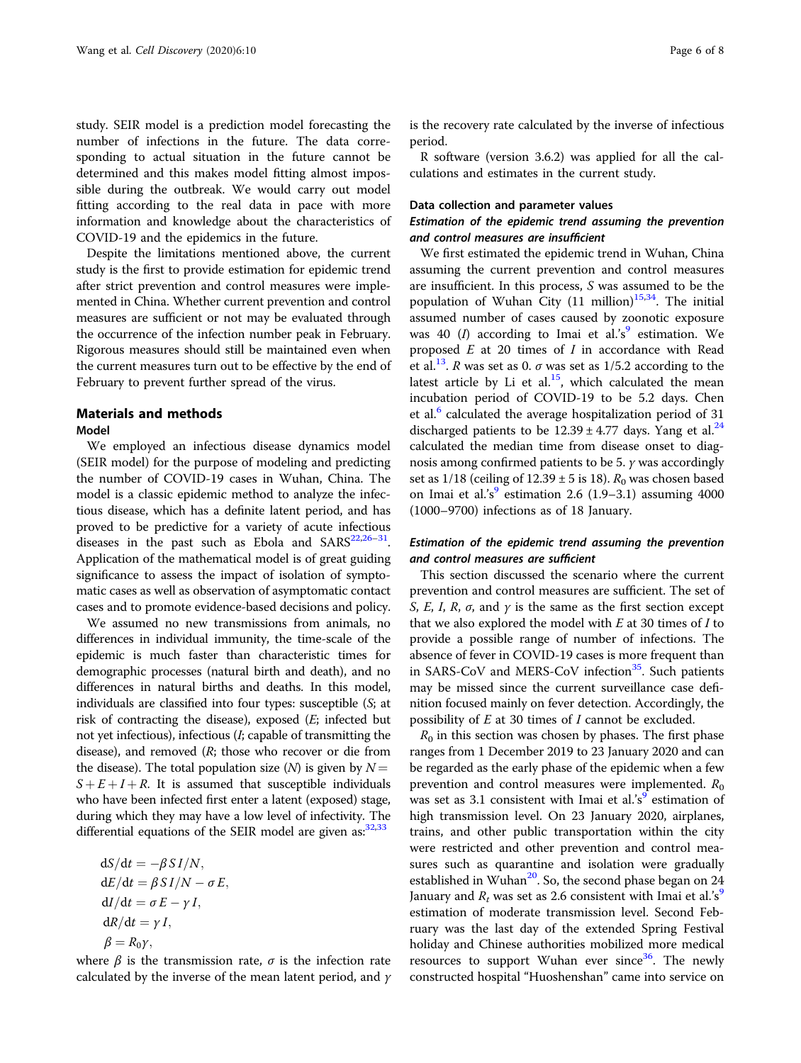study. SEIR model is a prediction model forecasting the number of infections in the future. The data corresponding to actual situation in the future cannot be determined and this makes model fitting almost impossible during the outbreak. We would carry out model fitting according to the real data in pace with more information and knowledge about the characteristics of COVID-19 and the epidemics in the future.

Despite the limitations mentioned above, the current study is the first to provide estimation for epidemic trend after strict prevention and control measures were implemented in China. Whether current prevention and control measures are sufficient or not may be evaluated through the occurrence of the infection number peak in February. Rigorous measures should still be maintained even when the current measures turn out to be effective by the end of February to prevent further spread of the virus.

## Materials and methods

### Model

We employed an infectious disease dynamics model (SEIR model) for the purpose of modeling and predicting the number of COVID-19 cases in Wuhan, China. The model is a classic epidemic method to analyze the infectious disease, which has a definite latent period, and has proved to be predictive for a variety of acute infectious diseases in the past such as Ebola and SARS[22,26–31]. Application of the mathematical model is of great guiding significance to assess the impact of isolation of symptomatic cases as well as observation of asymptomatic contact cases and to promote evidence-based decisions and policy.

We assumed no new transmissions from animals, no differences in individual immunity, the time-scale of the epidemic is much faster than characteristic times for demographic processes (natural birth and death), and no differences in natural births and deaths. In this model, individuals are classified into four types: susceptible ($S$; at risk of contracting the disease), exposed ($E$; infected but not yet infectious), infectious ($I$; capable of transmitting the disease), and removed ($R$; those who recover or die from the disease). The total population size ($N$) is given by $N = S + E + I + R$. It is assumed that susceptible individuals who have been infected first enter a latent (exposed) stage, during which they may have a low level of infectivity. The differential equations of the SEIR model are given as:[32,33]

$$
\begin{aligned}
\mathrm{d}S/\mathrm{d}t &= -\beta S I/N, \\
\mathrm{d}E/\mathrm{d}t &= \beta S I/N - \sigma E, \\
\mathrm{d}I/\mathrm{d}t &= \sigma E - \gamma I, \\
\mathrm{d}R/\mathrm{d}t &= \gamma I, \\
\beta &= R_0 \gamma,
\end{aligned}
$$

where $\beta$ is the transmission rate, $\sigma$ is the infection rate calculated by the inverse of the mean latent period, and $\gamma$ is the recovery rate calculated by the inverse of infectious period.

R software (version 3.6.2) was applied for all the calculations and estimates in the current study.

### Data collection and parameter values

#### *Estimation of the epidemic trend assuming the prevention and control measures are insufficient*

We first estimated the epidemic trend in Wuhan, China assuming the current prevention and control measures are insufficient. In this process, $S$ was assumed to be the population of Wuhan City (11 million)[15,34]. The initial assumed number of cases caused by zoonotic exposure was 40 ($I$) according to Imai et al.'s[9] estimation. We proposed $E$ at 20 times of $I$ in accordance with Read et al.[13]. $R$ was set as 0. $\sigma$ was set as 1/5.2 according to the latest article by Li et al.[15], which calculated the mean incubation period of COVID-19 to be 5.2 days. Chen et al.[6] calculated the average hospitalization period of 31 discharged patients to be $12.39 \pm 4.77$ days. Yang et al.[24] calculated the median time from disease onset to diagnosis among confirmed patients to be 5. $\gamma$ was accordingly set as 1/18 (ceiling of $12.39 \pm 5$ is 18). $R_0$ was chosen based on Imai et al.'s[9] estimation 2.6 (1.9–3.1) assuming 4000 (1000–9700) infections as of 18 January.

#### *Estimation of the epidemic trend assuming the prevention and control measures are sufficient*

This section discussed the scenario where the current prevention and control measures are sufficient. The set of $S$, $E$, $I$, $R$, $\sigma$, and $\gamma$ is the same as the first section except that we also explored the model with $E$ at 30 times of $I$ to provide a possible range of number of infections. The absence of fever in COVID-19 cases is more frequent than in SARS-CoV and MERS-CoV infection[35]. Such patients may be missed since the current surveillance case definition focused mainly on fever detection. Accordingly, the possibility of $E$ at 30 times of $I$ cannot be excluded.

$R_0$ in this section was chosen by phases. The first phase ranges from 1 December 2019 to 23 January 2020 and can be regarded as the early phase of the epidemic when a few prevention and control measures were implemented. $R_0$ was set as 3.1 consistent with Imai et al.'s[9] estimation of high transmission level. On 23 January 2020, airplanes, trains, and other public transportation within the city were restricted and other prevention and control measures such as quarantine and isolation were gradually established in Wuhan[20]. So, the second phase began on 24 January and $R_t$ was set as 2.6 consistent with Imai et al.'s[9] estimation of moderate transmission level. Second February was the last day of the extended Spring Festival holiday and Chinese authorities mobilized more medical resources to support Wuhan ever since[36]. The newly constructed hospital "Huoshenshan" came into service on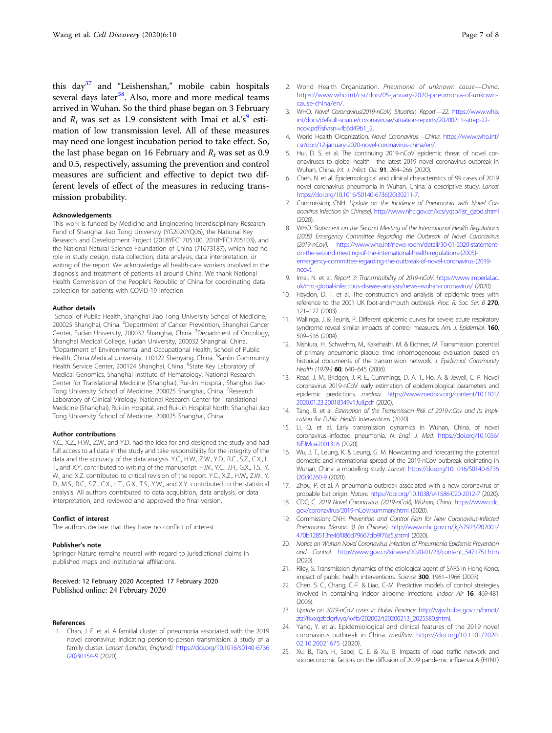this day[37] and "Leishenshan," mobile cabin hospitals several days later[38]. Also, more and more medical teams arrived in Wuhan. So the third phase began on 3 February and $R_t$ was set as 1.9 consistent with Imai et al.'s[9] estimation of low transmission level. All of these measures may need one longest incubation period to take effect. So, the last phase began on 16 February and $R_t$ was set as 0.9 and 0.5, respectively, assuming the prevention and control measures are sufficient and effective to depict two different levels of effect of the measures in reducing transmission probability.

### Acknowledgements

This work is funded by Medicine and Engineering Interdisciplinary Research Fund of Shanghai Jiao Tong University (YG2020YQ06), the National Key Research and Development Project (2018YFC1705100, 2018YFC1705103), and the National Natural Science Foundation of China (71673187), which had no role in study design, data collection, data analysis, data interpretation, or writing of the report. We acknowledge all health-care workers involved in the diagnosis and treatment of patients all around China. We thank National Health Commission of the People's Republic of China for coordinating data collection for patients with COVID-19 infection.

### Author details

[1]School of Public Health, Shanghai Jiao Tong University School of Medicine, 200025 Shanghai, China. [2]Department of Cancer Prevention, Shanghai Cancer Center, Fudan University, 200032 Shanghai, China. [3]Department of Oncology, Shanghai Medical College, Fudan University, 200032 Shanghai, China. [4]Department of Environmental and Occupational Health, School of Public Health, China Medical University, 110122 Shenyang, China. [5]Sanlin Community Health Service Center, 200124 Shanghai, China. [6]State Key Laboratory of Medical Genomics, Shanghai Institute of Hematology, National Research Center for Translational Medicine (Shanghai), Rui-Jin Hospital, Shanghai Jiao Tong University School of Medicine, 200025 Shanghai, China. [7]Research Laboratory of Clinical Virology, National Research Center for Translational Medicine (Shanghai), Rui-Jin Hospital, and Rui-Jin Hospital North, Shanghai Jiao Tong University School of Medicine, 200025 Shanghai, China

### Author contributions

Y.C., X.Z., H.W., Z.W., and Y.D. had the idea for and designed the study and had full access to all data in the study and take responsibility for the integrity of the data and the accuracy of the data analysis. Y.C., H.W., Z.W., Y.D., R.C., S.Z., C.X., L. T., and X.Y. contributed to writing of the manuscript. H.W., Y.C., J.H., G.X., T.S., Y. W., and X.Z. contributed to critical revision of the report. Y.C., X.Z., H.W., Z.W., Y. D., M.S., R.C., S.Z., C.X., L.T., G.X., T.S., Y.W., and X.Y. contributed to the statistical analysis. All authors contributed to data acquisition, data analysis, or data interpretation, and reviewed and approved the final version.

### Conflict of interest

The authors declare that they have no conflict of interest.

### Publisher's note

Springer Nature remains neutral with regard to jurisdictional claims in published maps and institutional affiliations.

Received: 12 February 2020 Accepted: 17 February 2020
Published online: 24 February 2020

### References

1. Chan, J. F. et al. A familial cluster of pneumonia associated with the 2019 novel coronavirus indicating person-to-person transmission: a study of a family cluster. *Lancet (London, England)*. https://doi.org/10.1016/s0140-6736(20)30154-9 (2020).
2. World Health Organization. *Pneumonia of unknown cause—China*. https://www.who.int/csr/don/05-january-2020-pneumonia-of-unkown-cause-china/en/.
3. WHO. *Novel Coronavirus(2019-nCoV) Situation Report—22*. https://www.who.int/docs/default-source/coronaviruse/situation-reports/20200211-sitrep-22-ncov.pdf?sfvrsn=fb6d49b1_2.
4. World Health Organization. *Novel Coronavirus—China*. https://www.who.int/csr/don/12-january-2020-novel-coronavirus-china/en/.
5. Hui, D. S. et al. The continuing 2019-nCoV epidemic threat of novel coronaviruses to global health—the latest 2019 novel coronavirus outbreak in Wuhan, China. *Int. J. Infect. Dis.* **91**, 264–266 (2020).
6. Chen, N. et al. Epidemiological and clinical characteristics of 99 cases of 2019 novel coronavirus pneumonia in Wuhan, China: a descriptive study. *Lancet* https://doi.org/10.1016/S0140-6736(20)30211-7.
7. Commission; CNH. *Update on the Incidence of Pneumonia with Novel Coronavirus Infection (in Chinese)*. http://www.nhc.gov.cn/xcs/yqtb/list_gzbd.shtml (2020).
8. WHO. *Statement on the Second Meeting of the International Health Regulations (2005) Emergency Committee Regarding the Outbreak of Novel Coronavirus (2019-nCoV)*. https://www.who.int/news-room/detail/30-01-2020-statement-on-the-second-meeting-of-the-international-health-regulations-(2005)-emergency-committee-regarding-the-outbreak-of-novel-coronavirus-(2019-ncov).
9. Imai, N. et al. *Report 3: Transmissibility of 2019-nCoV*. https://www.imperial.ac.uk/mrc-global-infectious-disease-analysis/news–wuhan-coronavirus/ (2020).
10. Haydon, D. T. et al. The construction and analysis of epidemic trees with reference to the 2001 UK foot-and-mouth outbreak. *Proc. R. Soc. Ser. B* **270**, 121–127 (2003).
11. Wallinga, J. & Teunis, P. Different epidemic curves for severe acute respiratory syndrome reveal similar impacts of control measures. *Am. J. Epidemiol.* **160**, 509–516 (2004).
12. Nishiura, H., Schwehm, M., Kakehashi, M. & Eichner, M. Transmission potential of primary pneumonic plague: time inhomogeneous evaluation based on historical documents of the transmission network. *J. Epidemiol. Community Health (1979-)* **60**, 640–645 (2006).
13. Read, J. M., Bridgen, J. R. E., Cummings, D. A. T., Ho, A. & Jewell, C. P. Novel coronavirus 2019-nCoV: early estimation of epidemiological parameters and epidemic predictions. *medrxiv*. https://www.medrxiv.org/content/10.1101/2020.01.23.20018549v1.full.pdf (2020).
14. Tang, B. et al. *Estimation of the Transmission Risk of 2019-nCov and Its Implication for Public Health Interventions* (2020).
15. Li, Q. et al. Early transmission dynamics in Wuhan, China, of novel coronavirus–infected pneumonia. *N. Engl. J. Med.* https://doi.org/10.1056/NEJMoa2001316 (2020).
16. Wu, J. T., Leung, K. & Leung, G. M. Nowcasting and forecasting the potential domestic and international spread of the 2019-nCoV outbreak originating in Wuhan, China: a modelling study. *Lancet*. https://doi.org/10.1016/S0140-6736(20)30260-9 (2020).
17. Zhou, P. et al. A pneumonia outbreak associated with a new coronavirus of probable bat origin. *Nature*. https://doi.org/10.1038/s41586-020-2012-7 (2020).
18. CDC; C. *2019 Novel Coronavirus (2019-nCoV), Wuhan, China*. https://www.cdc.gov/coronavirus/2019-nCoV/summary.html (2020).
19. Commission; CNH. *Prevention and Control Plan for New Coronavirus-Infected Pneumonia (Version 3) (in Chinese)*. http://www.nhc.gov.cn/jkj/s7923/202001/470b128513fe46f086d79667db9f76a5.shtml (2020).
20. *Notice on Wuhan Novel Coronavirus Infection of Pneumonia Epidemic Prevention and Control*. http://www.gov.cn/xinwen/2020-01/23/content_5471751.htm (2020).
21. Riley, S. Transmission dynamics of the etiological agent of SARS in Hong Kong: impact of public health interventions. *Science* **300**, 1961–1966 (2003).
22. Chen, S. C., Chang, C.-F. & Liao, C.-M. Predictive models of control strategies involved in containing indoor airborne infections. *Indoor Air* **16**, 469-481 (2006).
23. *Update on 2019-nCoV cases in Hubei Province*. http://wjw.hubei.gov.cn/bmdt/ztzl/fkxxgzbdgrfyyq/xxfb/202002/t20200213_2025580.shtml.
24. Yang, Y. et al. Epidemiological and clinical features of the 2019 novel coronavirus outbreak in China. *medRxiv*. https://doi.org/10.1101/2020.02.10.20021675 (2020).
25. Xu, B., Tian, H., Sabel, C. E. & Xu, B. Impacts of road traffic network and socioeconomic factors on the diffusion of 2009 pandemic influenza A (H1N1)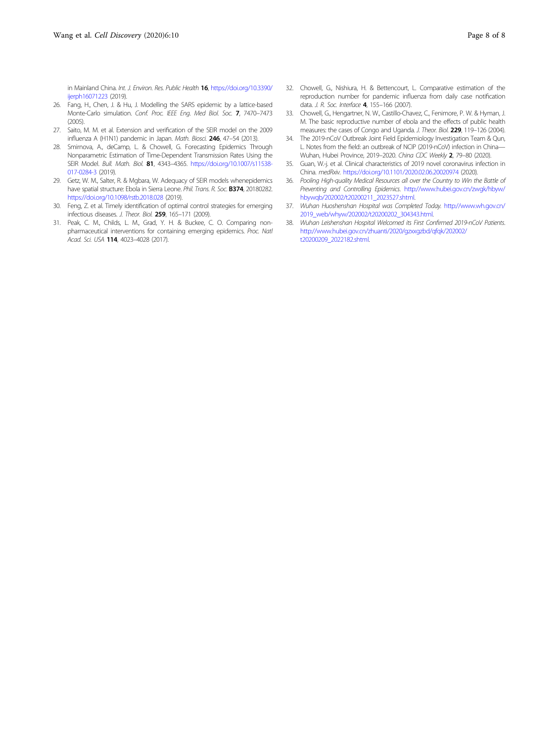in Mainland China. *Int. J. Environ. Res. Public Health* **16**, https://doi.org/10.3390/ijerph16071223 (2019).

26. Fang, H., Chen, J. & Hu, J. Modelling the SARS epidemic by a lattice-based Monte-Carlo simulation. *Conf. Proc. IEEE Eng. Med Biol. Soc.* **7**, 7470–7473 (2005).
27. Saito, M. M. et al. Extension and verification of the SEIR model on the 2009 influenza A (H1N1) pandemic in Japan. *Math. Biosci.* **246**, 47–54 (2013).
28. Smirnova, A., deCamp, L. & Chowell, G. Forecasting Epidemics Through Nonparametric Estimation of Time-Dependent Transmission Rates Using the SEIR Model. *Bull. Math. Biol.* **81**, 4343–4365. https://doi.org/10.1007/s11538-017-0284-3 (2019).
29. Getz, W. M., Salter, R. & Mgbara, W. Adequacy of SEIR models whenepidemics have spatial structure: Ebola in Sierra Leone. *Phil. Trans. R. Soc.* **B374**, 20180282. https://doi.org/10.1098/rstb.2018.028 (2019).
30. Feng, Z. et al. Timely identification of optimal control strategies for emerging infectious diseases. *J. Theor. Biol.* **259**, 165–171 (2009).
31. Peak, C. M., Childs, L. M., Grad, Y. H. & Buckee, C. O. Comparing non-pharmaceutical interventions for containing emerging epidemics. *Proc. Natl Acad. Sci. USA* **114**, 4023–4028 (2017).
32. Chowell, G., Nishiura, H. & Bettencourt, L. Comparative estimation of the reproduction number for pandemic influenza from daily case notification data. *J. R. Soc. Interface* **4**, 155–166 (2007).
33. Chowell, G., Hengartner, N. W., Castillo-Chavez, C., Fenimore, P. W. & Hyman, J. M. The basic reproductive number of ebola and the effects of public health measures: the cases of Congo and Uganda. *J. Theor. Biol.* **229**, 119–126 (2004).
34. The 2019-nCoV Outbreak Joint Field Epidemiology Investigation Team & Qun, L. Notes from the field: an outbreak of NCIP (2019-nCoV) infection in China—Wuhan, Hubei Province, 2019–2020. *China CDC Weekly* **2**, 79–80 (2020).
35. Guan, W.-j. et al. Clinical characteristics of 2019 novel coronavirus infection in China. *medRxiv.* https://doi.org/10.1101/2020.02.06.20020974 (2020).
36. *Pooling High-quality Medical Resources all over the Country to Win the Battle of Preventing and Controlling Epidemics.* http://www.hubei.gov.cn/zwgk/hbyw/hbywqb/202002/t20200211_2023527.shtml.
37. *Wuhan Huoshenshan Hospital was Completed Today.* http://www.wh.gov.cn/2019_web/whyw/202002/t20200202_304343.html.
38. *Wuhan Leishenshan Hospital Welcomed its First Confirmed 2019-nCoV Patients.* http://www.hubei.gov.cn/zhuanti/2020/gzxxgzbd/qfqk/202002/t20200209_2022182.shtml.